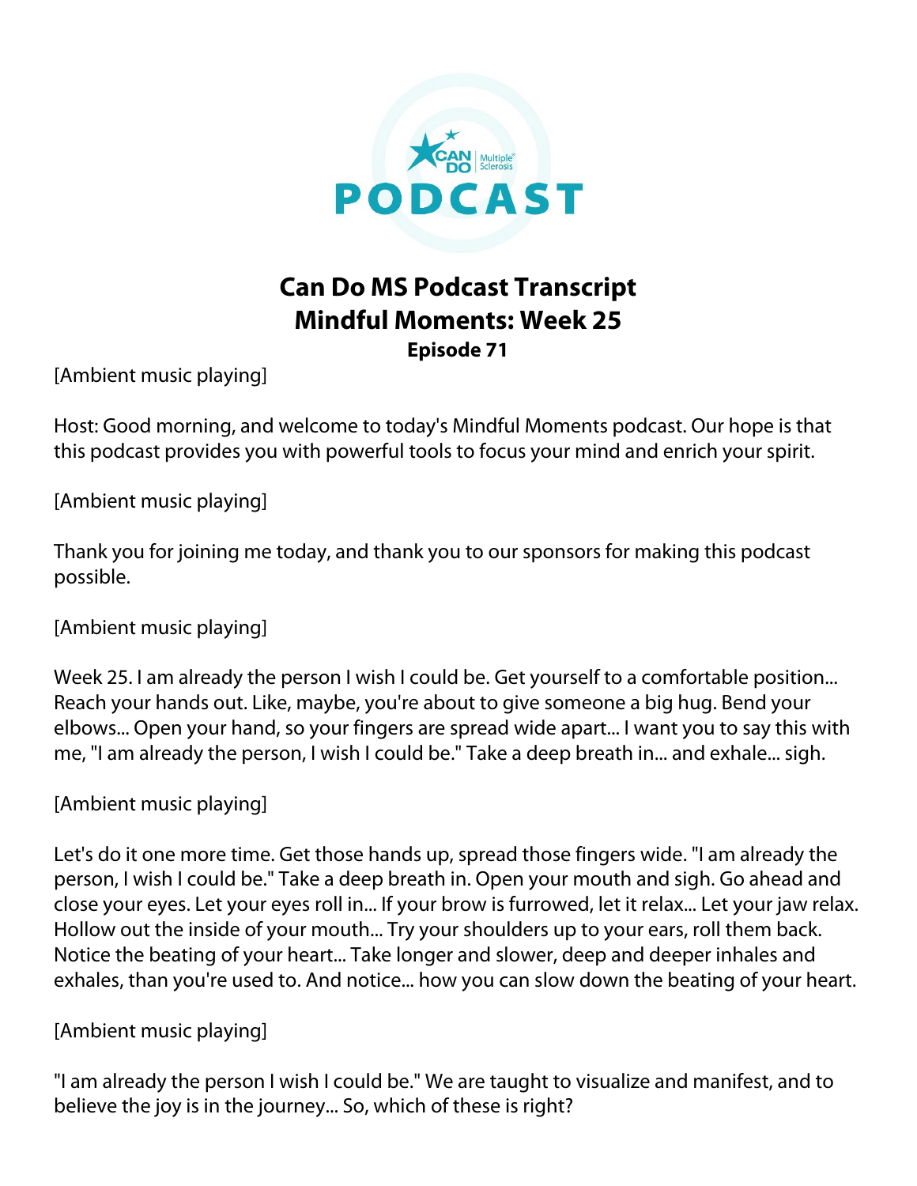# Can Do MS Podcast Transcript
## Mindful Moments: Week 25
### Episode 71

[Ambient music playing]

Host: Good morning, and welcome to today's Mindful Moments podcast. Our hope is that this podcast provides you with powerful tools to focus your mind and enrich your spirit.

[Ambient music playing]

Thank you for joining me today, and thank you to our sponsors for making this podcast possible.

[Ambient music playing]

Week 25. I am already the person I wish I could be. Get yourself to a comfortable position... Reach your hands out. Like, maybe, you're about to give someone a big hug. Bend your elbows... Open your hand, so your fingers are spread wide apart... I want you to say this with me, "I am already the person, I wish I could be." Take a deep breath in... and exhale... sigh.

[Ambient music playing]

Let's do it one more time. Get those hands up, spread those fingers wide. "I am already the person, I wish I could be." Take a deep breath in. Open your mouth and sigh. Go ahead and close your eyes. Let your eyes roll in... If your brow is furrowed, let it relax... Let your jaw relax. Hollow out the inside of your mouth... Try your shoulders up to your ears, roll them back. Notice the beating of your heart... Take longer and slower, deep and deeper inhales and exhales, than you're used to. And notice... how you can slow down the beating of your heart.

[Ambient music playing]

"I am already the person I wish I could be." We are taught to visualize and manifest, and to believe the joy is in the journey... So, which of these is right?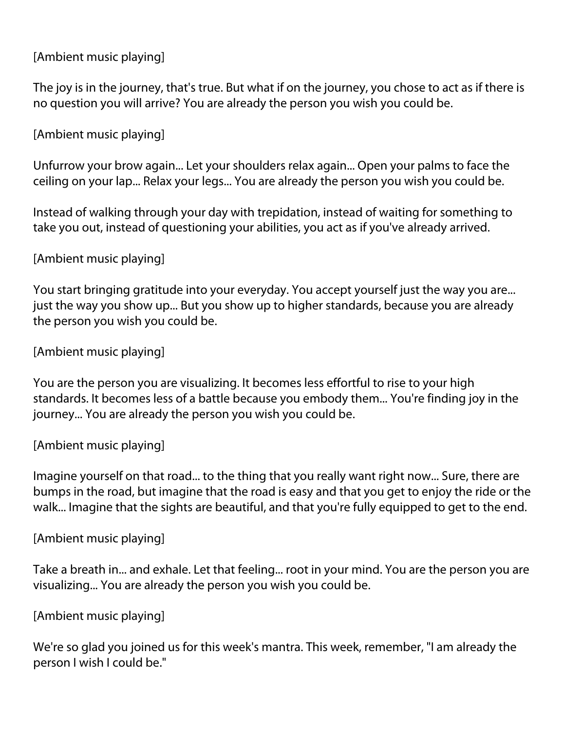[Ambient music playing]

The joy is in the journey, that's true. But what if on the journey, you chose to act as if there is no question you will arrive? You are already the person you wish you could be.

[Ambient music playing]

Unfurrow your brow again... Let your shoulders relax again... Open your palms to face the ceiling on your lap... Relax your legs... You are already the person you wish you could be.

Instead of walking through your day with trepidation, instead of waiting for something to take you out, instead of questioning your abilities, you act as if you've already arrived.

[Ambient music playing]

You start bringing gratitude into your everyday. You accept yourself just the way you are... just the way you show up... But you show up to higher standards, because you are already the person you wish you could be.

[Ambient music playing]

You are the person you are visualizing. It becomes less effortful to rise to your high standards. It becomes less of a battle because you embody them... You're finding joy in the journey... You are already the person you wish you could be.

[Ambient music playing]

Imagine yourself on that road... to the thing that you really want right now... Sure, there are bumps in the road, but imagine that the road is easy and that you get to enjoy the ride or the walk... Imagine that the sights are beautiful, and that you're fully equipped to get to the end.

[Ambient music playing]

Take a breath in... and exhale. Let that feeling... root in your mind. You are the person you are visualizing... You are already the person you wish you could be.

[Ambient music playing]

We're so glad you joined us for this week's mantra. This week, remember, "I am already the person I wish I could be."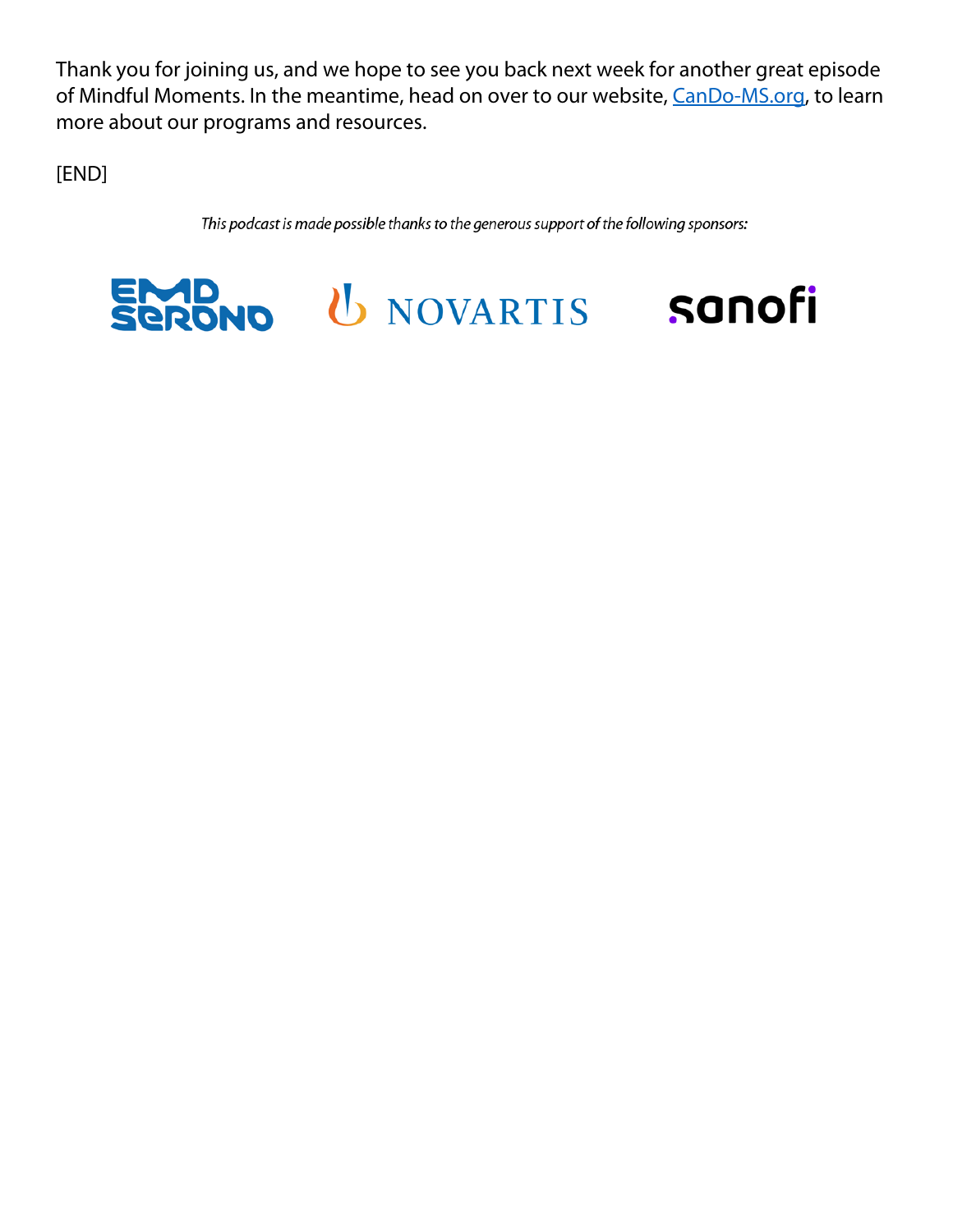Thank you for joining us, and we hope to see you back next week for another great episode of Mindful Moments. In the meantime, head on over to our website, [CanDo-MS.org](https://CanDo-MS.org), to learn more about our programs and resources.

[END]

*This podcast is made possible thanks to the generous support of the following sponsors:*

EMD SERONO NOVARTIS sanofi